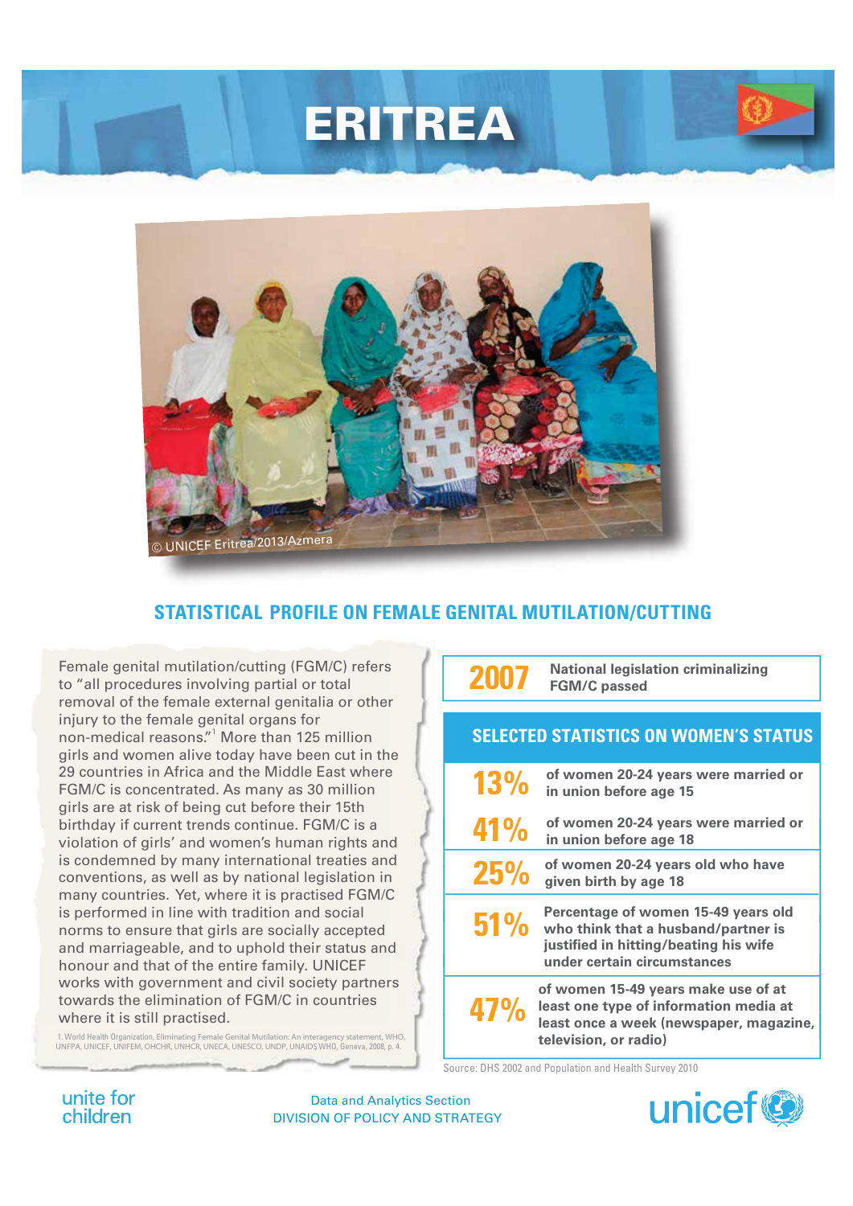# ERITREA

© UNICEF Eritrea/2013/Azmera

## STATISTICAL PROFILE ON FEMALE GENITAL MUTILATION/CUTTING

Female genital mutilation/cutting (FGM/C) refers to "all procedures involving partial or total removal of the female external genitalia or other injury to the female genital organs for non-medical reasons."[1] More than 125 million girls and women alive today have been cut in the 29 countries in Africa and the Middle East where FGM/C is concentrated. As many as 30 million girls are at risk of being cut before their 15th birthday if current trends continue. FGM/C is a violation of girls' and women's human rights and is condemned by many international treaties and conventions, as well as by national legislation in many countries. Yet, where it is practised FGM/C is performed in line with tradition and social norms to ensure that girls are socially accepted and marriageable, and to uphold their status and honour and that of the entire family. UNICEF works with government and civil society partners towards the elimination of FGM/C in countries where it is still practised.

1. World Health Organization, Eliminating Female Genital Mutilation: An interagency statement, WHO, UNFPA, UNICEF, UNIFEM, OHCHR, UNHCR, UNECA, UNESCO, UNDP, UNAIDS WHO, Geneva, 2008, p. 4.

**2007** National legislation criminalizing FGM/C passed

### SELECTED STATISTICS ON WOMEN'S STATUS

| | |
|---|---|
| **13%** | of women 20-24 years were married or in union before age 15 |
| **41%** | of women 20-24 years were married or in union before age 18 |
| **25%** | of women 20-24 years old who have given birth by age 18 |
| **51%** | Percentage of women 15-49 years old who think that a husband/partner is justified in hitting/beating his wife under certain circumstances |
| **47%** | of women 15-49 years make use of at least one type of information media at least once a week (newspaper, magazine, television, or radio) |

Source: DHS 2002 and Population and Health Survey 2010

unite for children

Data and Analytics Section
DIVISION OF POLICY AND STRATEGY

unicef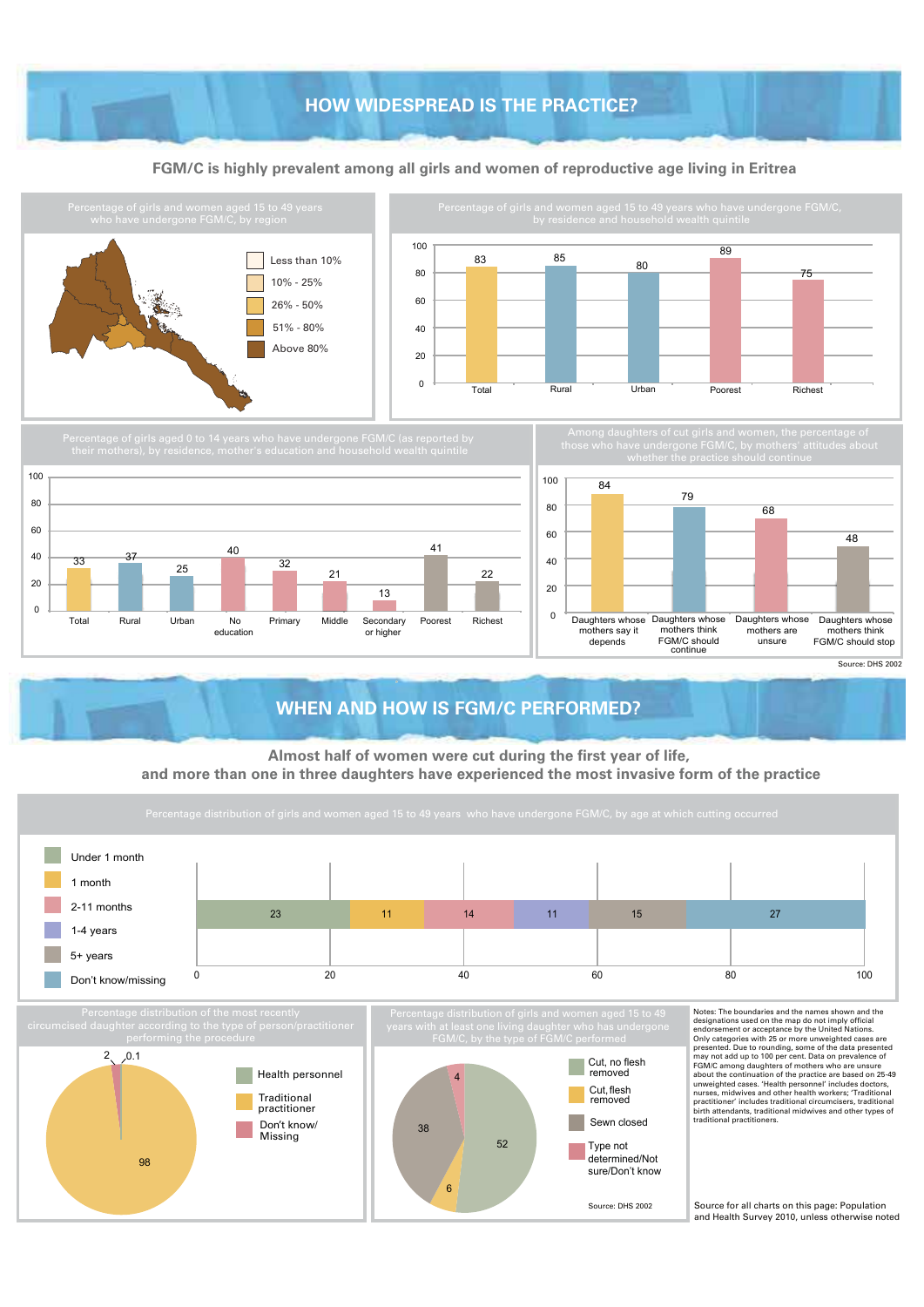# HOW WIDESPREAD IS THE PRACTICE?

## FGM/C is highly prevalent among all girls and women of reproductive age living in Eritrea

**Percentage of girls and women aged 15 to 49 years who have undergone FGM/C, by region**

Less than 10%
10% - 25%
26% - 50%
51% - 80%
Above 80%

**Percentage of girls and women aged 15 to 49 years who have undergone FGM/C, by residence and household wealth quintile**

| Total | Rural | Urban | Poorest | Richest |
|---|---|---|---|---|
| 83 | 85 | 80 | 89 | 75 |

**Percentage of girls aged 0 to 14 years who have undergone FGM/C (as reported by their mothers), by residence, mother's education and household wealth quintile**

| Total | Rural | Urban | No education | Primary | Middle | Secondary or higher | Poorest | Richest |
|---|---|---|---|---|---|---|---|---|
| 33 | 37 | 25 | 40 | 32 | 21 | 13 | 41 | 22 |

**Among daughters of cut girls and women, the percentage of those who have undergone FGM/C, by mothers' attitudes about whether the practice should continue**

| Daughters whose mothers say it depends | Daughters whose mothers think FGM/C should continue | Daughters whose mothers are unsure | Daughters whose mothers think FGM/C should stop |
|---|---|---|---|
| 84 | 79 | 68 | 48 |

Source: DHS 2002

# WHEN AND HOW IS FGM/C PERFORMED?

## Almost half of women were cut during the first year of life, and more than one in three daughters have experienced the most invasive form of the practice

**Percentage distribution of girls and women aged 15 to 49 years who have undergone FGM/C, by age at which cutting occurred**

| Under 1 month | 1 month | 2-11 months | 1-4 years | 5+ years | Don't know/missing |
|---|---|---|---|---|---|
| 23 | 11 | 14 | 11 | 15 | 27 |

**Percentage distribution of the most recently circumcised daughter according to the type of person/practitioner performing the procedure**

| Health personnel | Traditional practitioner | Don't know/ Missing |
|---|---|---|
| 0.1 | 98 | 2 |

**Percentage distribution of girls and women aged 15 to 49 years with at least one living daughter who has undergone FGM/C, by the type of FGM/C performed**

| Cut, no flesh removed | Cut, flesh removed | Sewn closed | Type not determined/Not sure/Don't know |
|---|---|---|---|
| 52 | 6 | 38 | 4 |

Source: DHS 2002

Notes: The boundaries and the names shown and the designations used on the map do not imply official endorsement or acceptance by the United Nations. Only categories with 25 or more unweighted cases are presented. Due to rounding, some of the data presented may not add up to 100 per cent. Data on prevalence of FGM/C among daughters of mothers who are unsure about the continuation of the practice are based on 25-49 unweighted cases. 'Health personnel' includes doctors, nurses, midwives and other health workers; 'Traditional practitioner' includes traditional circumcisers, traditional birth attendants, traditional midwives and other types of traditional practitioners.

Source for all charts on this page: Population and Health Survey 2010, unless otherwise noted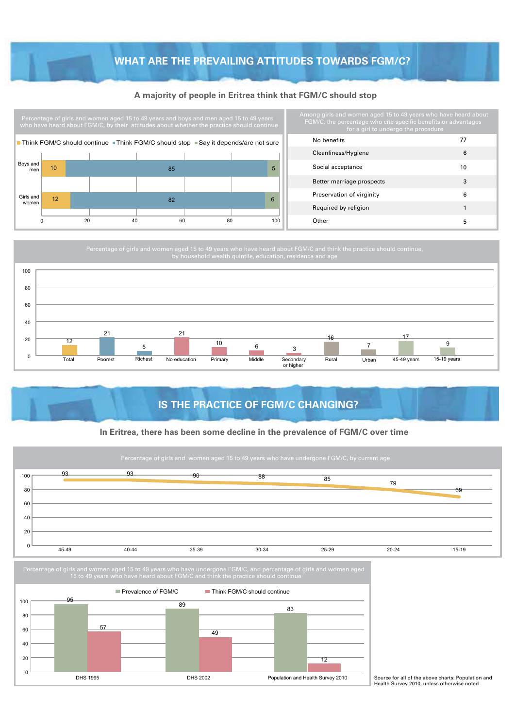# WHAT ARE THE PREVAILING ATTITUDES TOWARDS FGM/C?

### A majority of people in Eritrea think that FGM/C should stop

Percentage of girls and women aged 15 to 49 years and boys and men aged 15 to 49 years who have heard about FGM/C, by their attitudes about whether the practice should continue

| | Think FGM/C should continue | Think FGM/C should stop | Say it depends/are not sure |
|---|---|---|---|
| Boys and men | 10 | 85 | 5 |
| Girls and women | 12 | 82 | 6 |

Among girls and women aged 15 to 49 years who have heard about FGM/C, the percentage who cite specific benefits or advantages for a girl to undergo the procedure

| | |
|---|---|
| No benefits | 77 |
| Cleanliness/Hygiene | 6 |
| Social acceptance | 10 |
| Better marriage prospects | 3 |
| Preservation of virginity | 6 |
| Required by religion | 1 |
| Other | 5 |

Percentage of girls and women aged 15 to 49 years who have heard about FGM/C and think the practice should continue, by household wealth quintile, education, residence and age

| Total | Poorest | Richest | No education | Primary | Middle | Secondary or higher | Rural | Urban | 45-49 years | 15-19 years |
|---|---|---|---|---|---|---|---|---|---|---|
| 12 | 21 | 5 | 21 | 10 | 6 | 3 | 16 | 7 | 17 | 9 |

# IS THE PRACTICE OF FGM/C CHANGING?

### In Eritrea, there has been some decline in the prevalence of FGM/C over time

Percentage of girls and women aged 15 to 49 years who have undergone FGM/C, by current age

| 45-49 | 40-44 | 35-39 | 30-34 | 25-29 | 20-24 | 15-19 |
|---|---|---|---|---|---|---|
| 93 | 93 | 90 | 88 | 85 | 79 | 69 |

Percentage of girls and women aged 15 to 49 years who have undergone FGM/C, and percentage of girls and women aged 15 to 49 years who have heard about FGM/C and think the practice should continue

| | Prevalence of FGM/C | Think FGM/C should continue |
|---|---|---|
| DHS 1995 | 95 | 57 |
| DHS 2002 | 89 | 49 |
| Population and Health Survey 2010 | 83 | 12 |

Source for all of the above charts: Population and Health Survey 2010, unless otherwise noted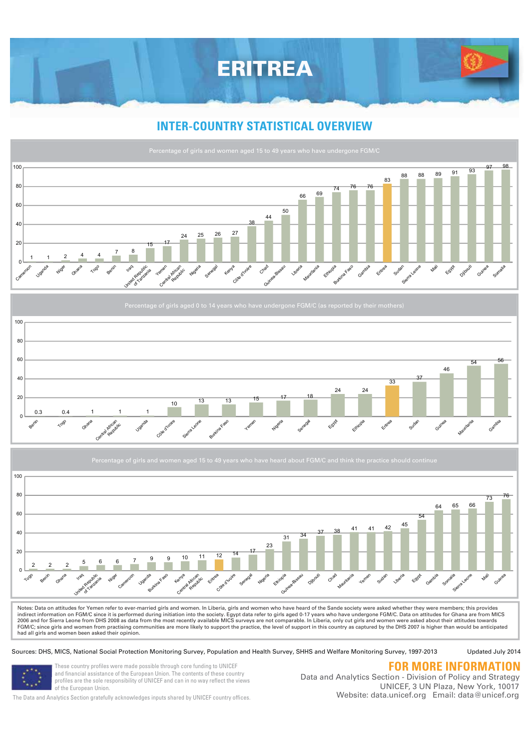# ERITREA

## INTER-COUNTRY STATISTICAL OVERVIEW

Percentage of girls and women aged 15 to 49 years who have undergone FGM/C

100
80
60
40
20
0

Cameroon 1, Uganda 1, Niger 2, Ghana 4, Togo 4, Benin 7, Iraq 8, United Republic of Tanzania 15, Yemen 17, Central African Republic 24, Nigeria 25, Senegal 26, Kenya 27, Côte d'Ivoire 38, Chad 44, Guinea-Bissau 50, Liberia 66, Mauritania 69, Ethiopia 74, Burkina Faso 76, Gambia 76, Eritrea 83, Sudan 88, Sierra Leone 88, Mali 89, Egypt 91, Djibouti 93, Guinea 97, Somalia 98

Percentage of girls aged 0 to 14 years who have undergone FGM/C (as reported by their mothers)

100
80
60
40
20
0

Benin 0.3, Togo 0.4, Ghana 1, Central African Republic 1, Uganda 1, Côte d'Ivoire 10, Sierra Leone 13, Burkina Faso 13, Yemen 15, Nigeria 17, Senegal 18, Egypt 24, Ethiopia 24, Eritrea 33, Sudan 37, Guinea 46, Mauritania 54, Gambia 56

Percentage of girls and women aged 15 to 49 years who have heard about FGM/C and think the practice should continue

100
80
60
40
20
0

Togo 2, Benin 2, Ghana 2, Iraq 5, United Republic of Tanzania 6, Niger 6, Cameroon 7, Uganda 9, Burkina Faso 9, Kenya 10, Central African Republic 11, Eritrea 12, Côte d'Ivoire 14, Senegal 17, Nigeria 23, Ethiopia 31, Guinea-Bissau 34, Djibouti 37, Chad 38, Mauritania 41, Yemen 41, Sudan 42, Liberia 45, Egypt 54, Gambia 64, Somalia 65, Sierra Leone 66, Mali 73, Guinea 76

Notes: Data on attitudes for Yemen refer to ever-married girls and women. In Liberia, girls and women who have heard of the Sande society were asked whether they were members; this provides indirect information on FGM/C since it is performed during initiation into the society. Egypt data refer to girls aged 0-17 years who have undergone FGM/C. Data on attitudes for Ghana are from MICS 2006 and for Sierra Leone from DHS 2008 as data from the most recently available MICS surveys are not comparable. In Liberia, only cut girls and women were asked about their attitudes towards FGM/C; since girls and women from practising communities are more likely to support the practice, the level of support in this country as captured by the DHS 2007 is higher than would be anticipated had all girls and women been asked their opinion.

Sources: DHS, MICS, National Social Protection Monitoring Survey, Population and Health Survey, SHHS and Welfare Monitoring Survey, 1997-2013

Updated July 2014

These country profiles were made possible through core funding to UNICEF and financial assistance of the European Union. The contents of these country profiles are the sole responsibility of UNICEF and can in no way reflect the views of the European Union.

The Data and Analytics Section gratefully acknowledges inputs shared by UNICEF country offices.

## FOR MORE INFORMATION

Data and Analytics Section - Division of Policy and Strategy
UNICEF, 3 UN Plaza, New York, 10017
Website: data.unicef.org Email: data@unicef.org